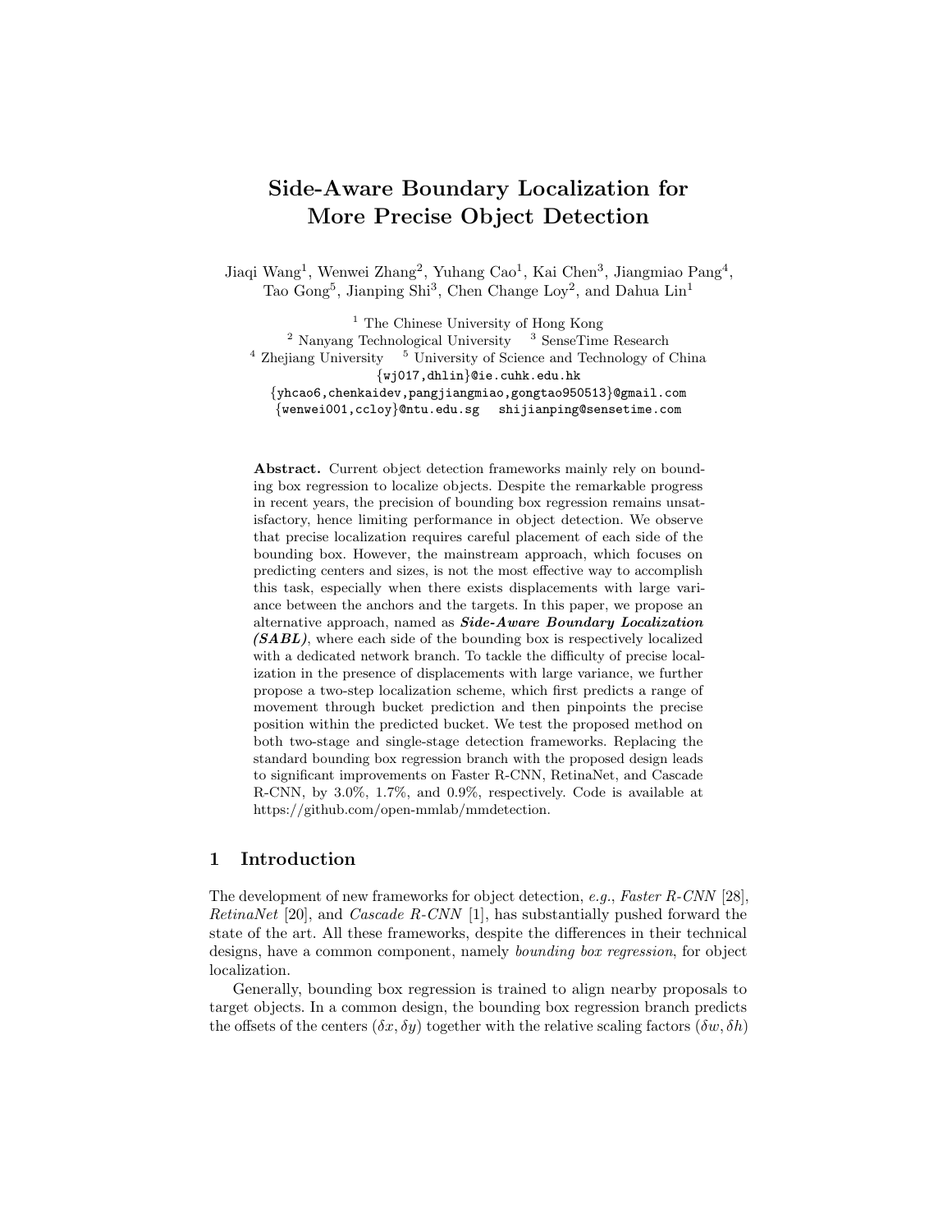# Side-Aware Boundary Localization for More Precise Object Detection

Jiaqi Wang[1], Wenwei Zhang[2], Yuhang Cao[1], Kai Chen[3], Jiangmiao Pang[4], Tao Gong[5], Jianping Shi[3], Chen Change Loy[2], and Dahua Lin[1]

[1] The Chinese University of Hong Kong
[2] Nanyang Technological University [3] SenseTime Research
[4] Zhejiang University [5] University of Science and Technology of China
{wj017,dhlin}@ie.cuhk.edu.hk
{yhcao6,chenkaidev,pangjiangmiao,gongtao950513}@gmail.com
{wenwei001,ccloy}@ntu.edu.sg shijianping@sensetime.com

**Abstract.** Current object detection frameworks mainly rely on bounding box regression to localize objects. Despite the remarkable progress in recent years, the precision of bounding box regression remains unsatisfactory, hence limiting performance in object detection. We observe that precise localization requires careful placement of each side of the bounding box. However, the mainstream approach, which focuses on predicting centers and sizes, is not the most effective way to accomplish this task, especially when there exists displacements with large variance between the anchors and the targets. In this paper, we propose an alternative approach, named as ***Side-Aware Boundary Localization (SABL)***, where each side of the bounding box is respectively localized with a dedicated network branch. To tackle the difficulty of precise localization in the presence of displacements with large variance, we further propose a two-step localization scheme, which first predicts a range of movement through bucket prediction and then pinpoints the precise position within the predicted bucket. We test the proposed method on both two-stage and single-stage detection frameworks. Replacing the standard bounding box regression branch with the proposed design leads to significant improvements on Faster R-CNN, RetinaNet, and Cascade R-CNN, by 3.0%, 1.7%, and 0.9%, respectively. Code is available at https://github.com/open-mmlab/mmdetection.

## 1 Introduction

The development of new frameworks for object detection, *e.g.*, *Faster R-CNN* [28], *RetinaNet* [20], and *Cascade R-CNN* [1], has substantially pushed forward the state of the art. All these frameworks, despite the differences in their technical designs, have a common component, namely *bounding box regression*, for object localization.

Generally, bounding box regression is trained to align nearby proposals to target objects. In a common design, the bounding box regression branch predicts the offsets of the centers $(\delta x, \delta y)$ together with the relative scaling factors $(\delta w, \delta h)$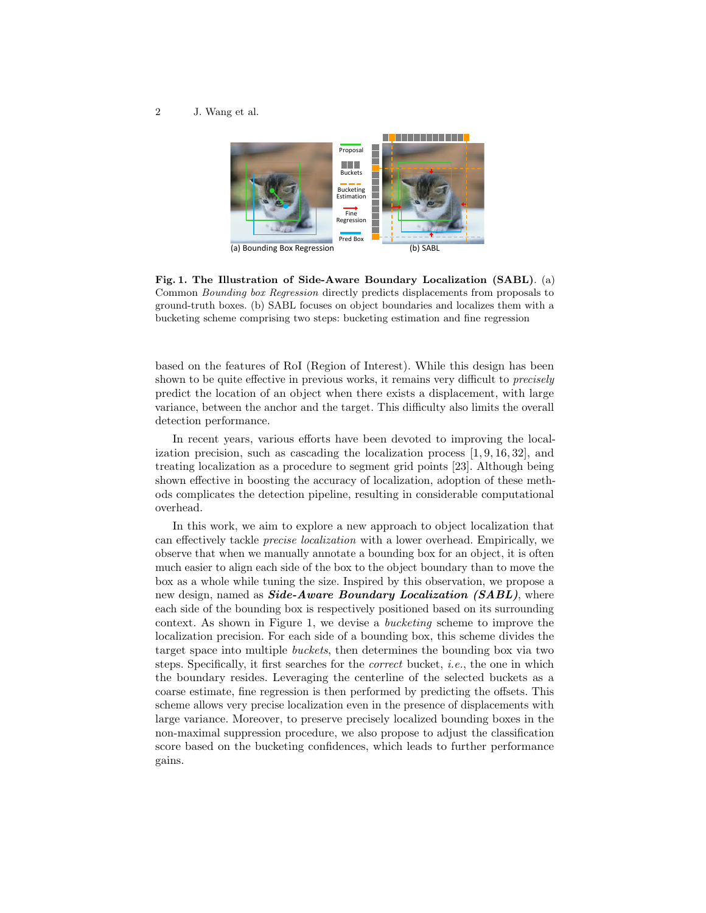**Fig. 1. The Illustration of Side-Aware Boundary Localization (SABL)**. (a) Common *Bounding box Regression* directly predicts displacements from proposals to ground-truth boxes. (b) SABL focuses on object boundaries and localizes them with a bucketing scheme comprising two steps: bucketing estimation and fine regression

based on the features of RoI (Region of Interest). While this design has been shown to be quite effective in previous works, it remains very difficult to *precisely* predict the location of an object when there exists a displacement, with large variance, between the anchor and the target. This difficulty also limits the overall detection performance.

In recent years, various efforts have been devoted to improving the localization precision, such as cascading the localization process [1, 9, 16, 32], and treating localization as a procedure to segment grid points [23]. Although being shown effective in boosting the accuracy of localization, adoption of these methods complicates the detection pipeline, resulting in considerable computational overhead.

In this work, we aim to explore a new approach to object localization that can effectively tackle *precise localization* with a lower overhead. Empirically, we observe that when we manually annotate a bounding box for an object, it is often much easier to align each side of the box to the object boundary than to move the box as a whole while tuning the size. Inspired by this observation, we propose a new design, named as ***Side-Aware Boundary Localization (SABL)***, where each side of the bounding box is respectively positioned based on its surrounding context. As shown in Figure 1, we devise a *bucketing* scheme to improve the localization precision. For each side of a bounding box, this scheme divides the target space into multiple *buckets*, then determines the bounding box via two steps. Specifically, it first searches for the *correct* bucket, *i.e.*, the one in which the boundary resides. Leveraging the centerline of the selected buckets as a coarse estimate, fine regression is then performed by predicting the offsets. This scheme allows very precise localization even in the presence of displacements with large variance. Moreover, to preserve precisely localized bounding boxes in the non-maximal suppression procedure, we also propose to adjust the classification score based on the bucketing confidences, which leads to further performance gains.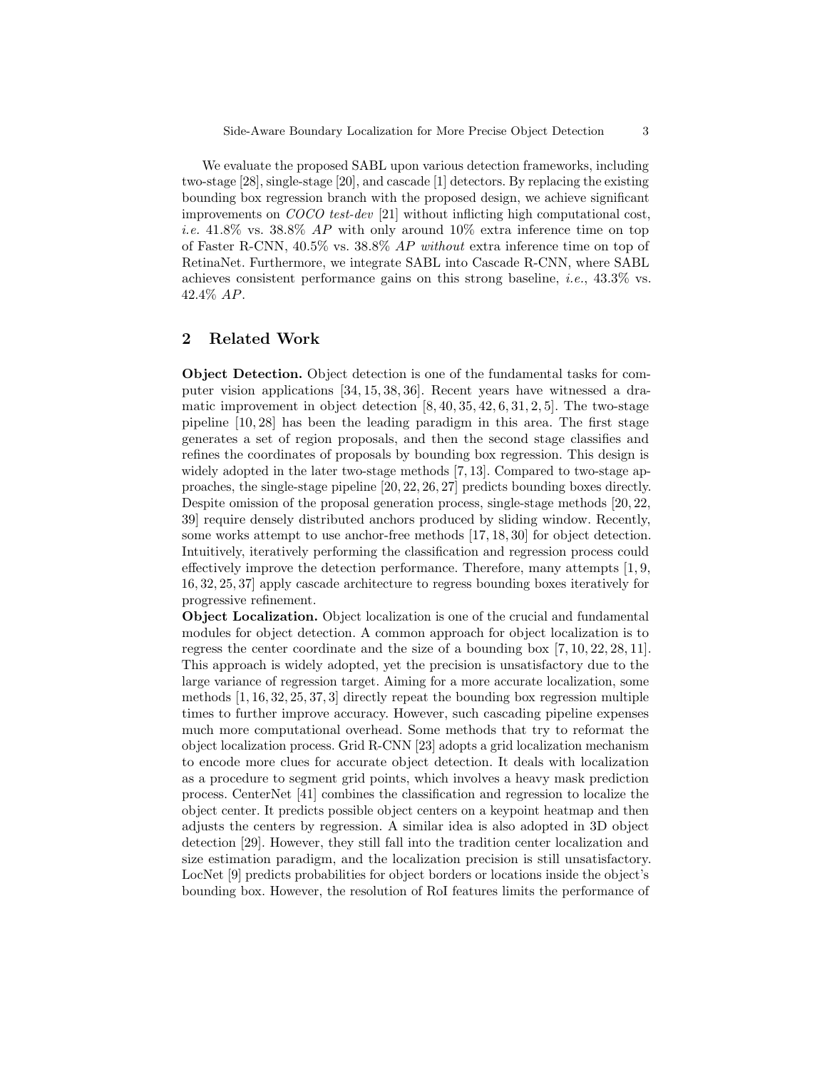We evaluate the proposed SABL upon various detection frameworks, including two-stage [28], single-stage [20], and cascade [1] detectors. By replacing the existing bounding box regression branch with the proposed design, we achieve significant improvements on *COCO test-dev* [21] without inflicting high computational cost, *i.e.* 41.8% vs. 38.8% *AP* with only around 10% extra inference time on top of Faster R-CNN, 40.5% vs. 38.8% *AP without* extra inference time on top of RetinaNet. Furthermore, we integrate SABL into Cascade R-CNN, where SABL achieves consistent performance gains on this strong baseline, *i.e.*, 43.3% vs. 42.4% *AP*.

## 2 Related Work

**Object Detection.** Object detection is one of the fundamental tasks for computer vision applications [34, 15, 38, 36]. Recent years have witnessed a dramatic improvement in object detection [8, 40, 35, 42, 6, 31, 2, 5]. The two-stage pipeline [10, 28] has been the leading paradigm in this area. The first stage generates a set of region proposals, and then the second stage classifies and refines the coordinates of proposals by bounding box regression. This design is widely adopted in the later two-stage methods [7, 13]. Compared to two-stage approaches, the single-stage pipeline [20, 22, 26, 27] predicts bounding boxes directly. Despite omission of the proposal generation process, single-stage methods [20, 22, 39] require densely distributed anchors produced by sliding window. Recently, some works attempt to use anchor-free methods [17, 18, 30] for object detection. Intuitively, iteratively performing the classification and regression process could effectively improve the detection performance. Therefore, many attempts [1, 9, 16, 32, 25, 37] apply cascade architecture to regress bounding boxes iteratively for progressive refinement.

**Object Localization.** Object localization is one of the crucial and fundamental modules for object detection. A common approach for object localization is to regress the center coordinate and the size of a bounding box [7, 10, 22, 28, 11]. This approach is widely adopted, yet the precision is unsatisfactory due to the large variance of regression target. Aiming for a more accurate localization, some methods [1, 16, 32, 25, 37, 3] directly repeat the bounding box regression multiple times to further improve accuracy. However, such cascading pipeline expenses much more computational overhead. Some methods that try to reformat the object localization process. Grid R-CNN [23] adopts a grid localization mechanism to encode more clues for accurate object detection. It deals with localization as a procedure to segment grid points, which involves a heavy mask prediction process. CenterNet [41] combines the classification and regression to localize the object center. It predicts possible object centers on a keypoint heatmap and then adjusts the centers by regression. A similar idea is also adopted in 3D object detection [29]. However, they still fall into the tradition center localization and size estimation paradigm, and the localization precision is still unsatisfactory. LocNet [9] predicts probabilities for object borders or locations inside the object's bounding box. However, the resolution of RoI features limits the performance of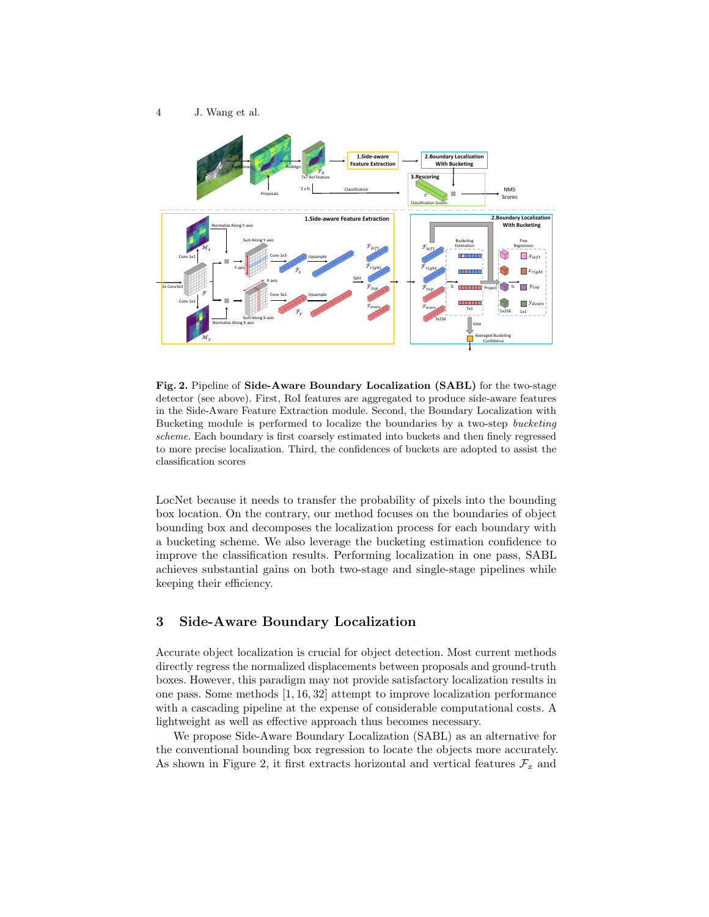**Fig. 2.** Pipeline of **Side-Aware Boundary Localization (SABL)** for the two-stage detector (see above). First, RoI features are aggregated to produce side-aware features in the Side-Aware Feature Extraction module. Second, the Boundary Localization with Bucketing module is performed to localize the boundaries by a two-step *bucketing scheme*. Each boundary is first coarsely estimated into buckets and then finely regressed to more precise localization. Third, the confidences of buckets are adopted to assist the classification scores

LocNet because it needs to transfer the probability of pixels into the bounding box location. On the contrary, our method focuses on the boundaries of object bounding box and decomposes the localization process for each boundary with a bucketing scheme. We also leverage the bucketing estimation confidence to improve the classification results. Performing localization in one pass, SABL achieves substantial gains on both two-stage and single-stage pipelines while keeping their efficiency.

## 3 Side-Aware Boundary Localization

Accurate object localization is crucial for object detection. Most current methods directly regress the normalized displacements between proposals and ground-truth boxes. However, this paradigm may not provide satisfactory localization results in one pass. Some methods [1, 16, 32] attempt to improve localization performance with a cascading pipeline at the expense of considerable computational costs. A lightweight as well as effective approach thus becomes necessary.

We propose Side-Aware Boundary Localization (SABL) as an alternative for the conventional bounding box regression to locate the objects more accurately. As shown in Figure 2, it first extracts horizontal and vertical features $\mathcal{F}_x$ and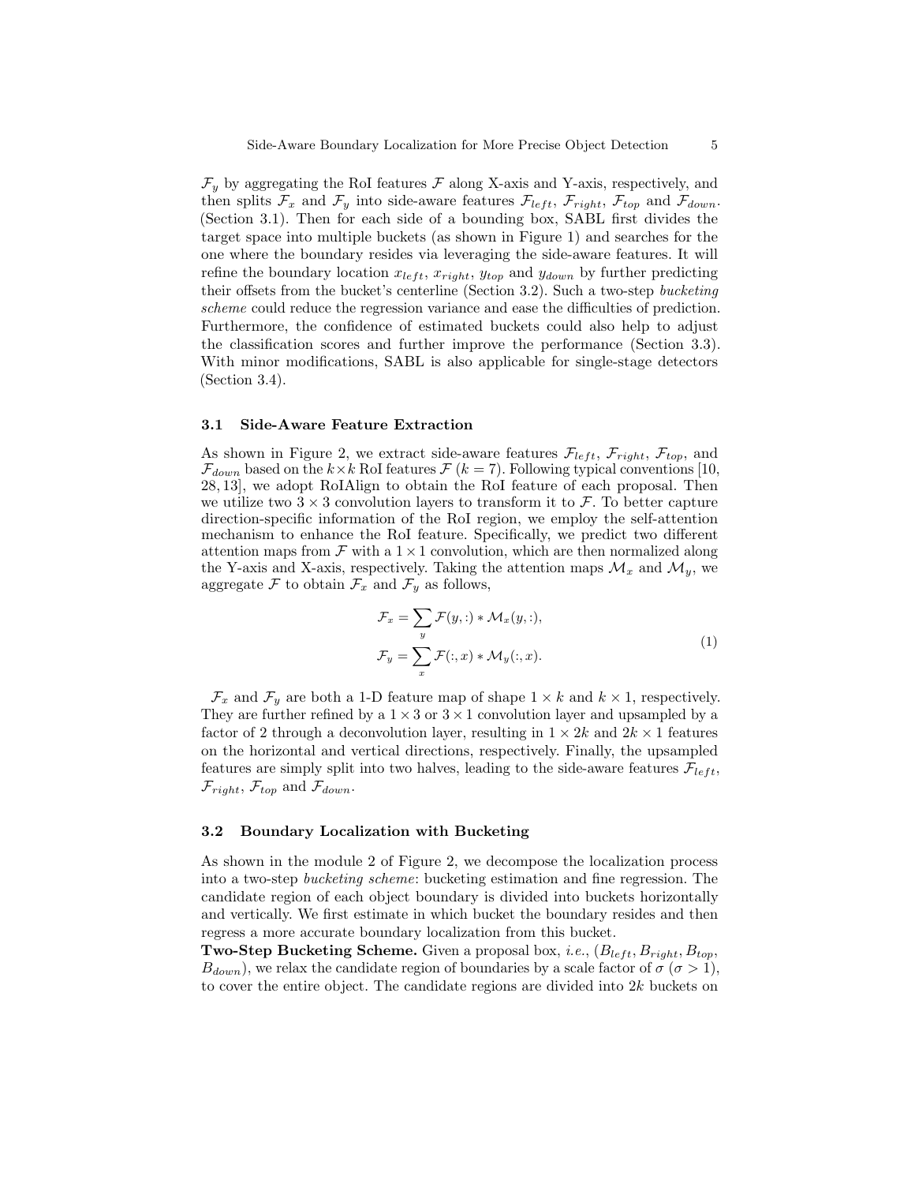$\mathcal{F}_y$ by aggregating the RoI features $\mathcal{F}$ along X-axis and Y-axis, respectively, and then splits $\mathcal{F}_x$ and $\mathcal{F}_y$ into side-aware features $\mathcal{F}_{left}$, $\mathcal{F}_{right}$, $\mathcal{F}_{top}$ and $\mathcal{F}_{down}$. (Section 3.1). Then for each side of a bounding box, SABL first divides the target space into multiple buckets (as shown in Figure 1) and searches for the one where the boundary resides via leveraging the side-aware features. It will refine the boundary location $x_{left}$, $x_{right}$, $y_{top}$ and $y_{down}$ by further predicting their offsets from the bucket's centerline (Section 3.2). Such a two-step *bucketing scheme* could reduce the regression variance and ease the difficulties of prediction. Furthermore, the confidence of estimated buckets could also help to adjust the classification scores and further improve the performance (Section 3.3). With minor modifications, SABL is also applicable for single-stage detectors (Section 3.4).

### 3.1 Side-Aware Feature Extraction

As shown in Figure 2, we extract side-aware features $\mathcal{F}_{left}$, $\mathcal{F}_{right}$, $\mathcal{F}_{top}$, and $\mathcal{F}_{down}$ based on the $k \times k$ RoI features $\mathcal{F}$ ($k = 7$). Following typical conventions [10, 28, 13], we adopt RoIAlign to obtain the RoI feature of each proposal. Then we utilize two $3 \times 3$ convolution layers to transform it to $\mathcal{F}$. To better capture direction-specific information of the RoI region, we employ the self-attention mechanism to enhance the RoI feature. Specifically, we predict two different attention maps from $\mathcal{F}$ with a $1 \times 1$ convolution, which are then normalized along the Y-axis and X-axis, respectively. Taking the attention maps $\mathcal{M}_x$ and $\mathcal{M}_y$, we aggregate $\mathcal{F}$ to obtain $\mathcal{F}_x$ and $\mathcal{F}_y$ as follows,

$$
\begin{aligned}
\mathcal{F}_x &= \sum_y \mathcal{F}(y,:) * \mathcal{M}_x(y,:), \\
\mathcal{F}_y &= \sum_x \mathcal{F}(:,x) * \mathcal{M}_y(:,x).
\end{aligned}
\tag{1}
$$

$\mathcal{F}_x$ and $\mathcal{F}_y$ are both a 1-D feature map of shape $1 \times k$ and $k \times 1$, respectively. They are further refined by a $1 \times 3$ or $3 \times 1$ convolution layer and upsampled by a factor of 2 through a deconvolution layer, resulting in $1 \times 2k$ and $2k \times 1$ features on the horizontal and vertical directions, respectively. Finally, the upsampled features are simply split into two halves, leading to the side-aware features $\mathcal{F}_{left}$, $\mathcal{F}_{right}$, $\mathcal{F}_{top}$ and $\mathcal{F}_{down}$.

### 3.2 Boundary Localization with Bucketing

As shown in the module 2 of Figure 2, we decompose the localization process into a two-step *bucketing scheme*: bucketing estimation and fine regression. The candidate region of each object boundary is divided into buckets horizontally and vertically. We first estimate in which bucket the boundary resides and then regress a more accurate boundary localization from this bucket.

**Two-Step Bucketing Scheme.** Given a proposal box, *i.e.*, ($B_{left}$, $B_{right}$, $B_{top}$, $B_{down}$), we relax the candidate region of boundaries by a scale factor of $\sigma$ ($\sigma > 1$), to cover the entire object. The candidate regions are divided into $2k$ buckets on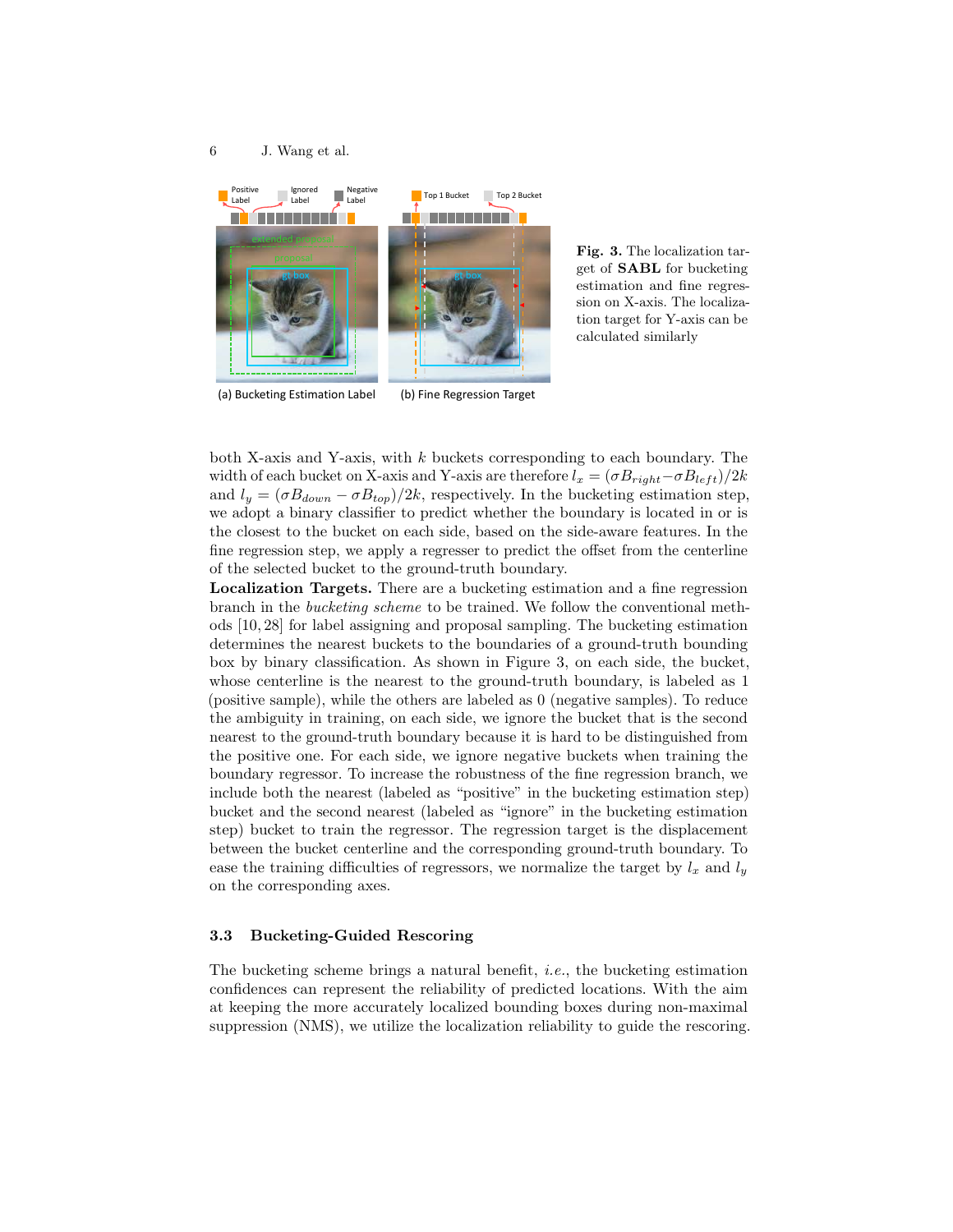Fig. 3. The localization target of **SABL** for bucketing estimation and fine regression on X-axis. The localization target for Y-axis can be calculated similarly

both X-axis and Y-axis, with $k$ buckets corresponding to each boundary. The width of each bucket on X-axis and Y-axis are therefore $l_x = (\sigma B_{right} - \sigma B_{left})/2k$ and $l_y = (\sigma B_{down} - \sigma B_{top})/2k$, respectively. In the bucketing estimation step, we adopt a binary classifier to predict whether the boundary is located in or is the closest to the bucket on each side, based on the side-aware features. In the fine regression step, we apply a regresser to predict the offset from the centerline of the selected bucket to the ground-truth boundary.

**Localization Targets.** There are a bucketing estimation and a fine regression branch in the *bucketing scheme* to be trained. We follow the conventional methods [10, 28] for label assigning and proposal sampling. The bucketing estimation determines the nearest buckets to the boundaries of a ground-truth bounding box by binary classification. As shown in Figure 3, on each side, the bucket, whose centerline is the nearest to the ground-truth boundary, is labeled as 1 (positive sample), while the others are labeled as 0 (negative samples). To reduce the ambiguity in training, on each side, we ignore the bucket that is the second nearest to the ground-truth boundary because it is hard to be distinguished from the positive one. For each side, we ignore negative buckets when training the boundary regressor. To increase the robustness of the fine regression branch, we include both the nearest (labeled as "positive" in the bucketing estimation step) bucket and the second nearest (labeled as "ignore" in the bucketing estimation step) bucket to train the regressor. The regression target is the displacement between the bucket centerline and the corresponding ground-truth boundary. To ease the training difficulties of regressors, we normalize the target by $l_x$ and $l_y$ on the corresponding axes.

### 3.3 Bucketing-Guided Rescoring

The bucketing scheme brings a natural benefit, *i.e.*, the bucketing estimation confidences can represent the reliability of predicted locations. With the aim at keeping the more accurately localized bounding boxes during non-maximal suppression (NMS), we utilize the localization reliability to guide the rescoring.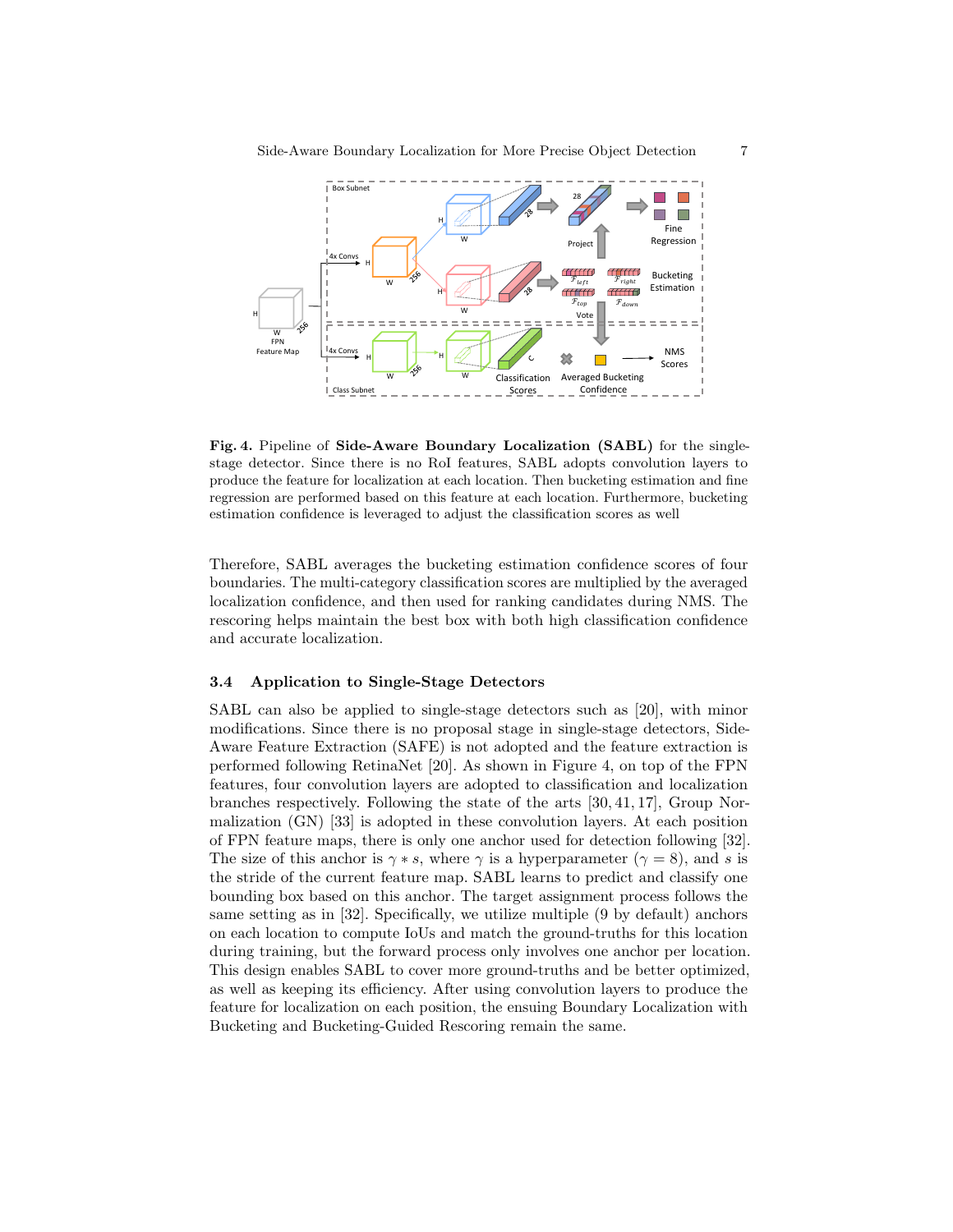**Fig. 4.** Pipeline of **Side-Aware Boundary Localization (SABL)** for the single-stage detector. Since there is no RoI features, SABL adopts convolution layers to produce the feature for localization at each location. Then bucketing estimation and fine regression are performed based on this feature at each location. Furthermore, bucketing estimation confidence is leveraged to adjust the classification scores as well

Therefore, SABL averages the bucketing estimation confidence scores of four boundaries. The multi-category classification scores are multiplied by the averaged localization confidence, and then used for ranking candidates during NMS. The rescoring helps maintain the best box with both high classification confidence and accurate localization.

### 3.4 Application to Single-Stage Detectors

SABL can also be applied to single-stage detectors such as [20], with minor modifications. Since there is no proposal stage in single-stage detectors, Side-Aware Feature Extraction (SAFE) is not adopted and the feature extraction is performed following RetinaNet [20]. As shown in Figure 4, on top of the FPN features, four convolution layers are adopted to classification and localization branches respectively. Following the state of the arts [30, 41, 17], Group Normalization (GN) [33] is adopted in these convolution layers. At each position of FPN feature maps, there is only one anchor used for detection following [32]. The size of this anchor is $\gamma * s$, where $\gamma$ is a hyperparameter ($\gamma = 8$), and $s$ is the stride of the current feature map. SABL learns to predict and classify one bounding box based on this anchor. The target assignment process follows the same setting as in [32]. Specifically, we utilize multiple (9 by default) anchors on each location to compute IoUs and match the ground-truths for this location during training, but the forward process only involves one anchor per location. This design enables SABL to cover more ground-truths and be better optimized, as well as keeping its efficiency. After using convolution layers to produce the feature for localization on each position, the ensuing Boundary Localization with Bucketing and Bucketing-Guided Rescoring remain the same.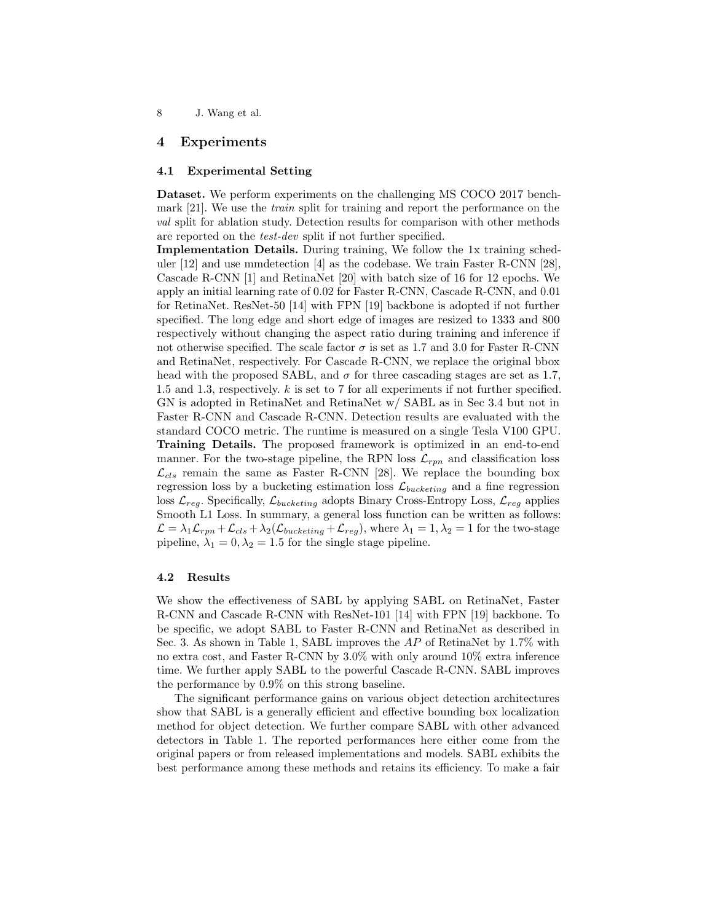## 4 Experiments

### 4.1 Experimental Setting

**Dataset.** We perform experiments on the challenging MS COCO 2017 benchmark [21]. We use the *train* split for training and report the performance on the *val* split for ablation study. Detection results for comparison with other methods are reported on the *test-dev* split if not further specified.

**Implementation Details.** During training, We follow the 1x training scheduler [12] and use mmdetection [4] as the codebase. We train Faster R-CNN [28], Cascade R-CNN [1] and RetinaNet [20] with batch size of 16 for 12 epochs. We apply an initial learning rate of 0.02 for Faster R-CNN, Cascade R-CNN, and 0.01 for RetinaNet. ResNet-50 [14] with FPN [19] backbone is adopted if not further specified. The long edge and short edge of images are resized to 1333 and 800 respectively without changing the aspect ratio during training and inference if not otherwise specified. The scale factor $\sigma$ is set as 1.7 and 3.0 for Faster R-CNN and RetinaNet, respectively. For Cascade R-CNN, we replace the original bbox head with the proposed SABL, and $\sigma$ for three cascading stages are set as 1.7, 1.5 and 1.3, respectively. $k$ is set to 7 for all experiments if not further specified. GN is adopted in RetinaNet and RetinaNet w/ SABL as in Sec 3.4 but not in Faster R-CNN and Cascade R-CNN. Detection results are evaluated with the standard COCO metric. The runtime is measured on a single Tesla V100 GPU.

**Training Details.** The proposed framework is optimized in an end-to-end manner. For the two-stage pipeline, the RPN loss $\mathcal{L}_{rpn}$ and classification loss $\mathcal{L}_{cls}$ remain the same as Faster R-CNN [28]. We replace the bounding box regression loss by a bucketing estimation loss $\mathcal{L}_{bucketing}$ and a fine regression loss $\mathcal{L}_{reg}$. Specifically, $\mathcal{L}_{bucketing}$ adopts Binary Cross-Entropy Loss, $\mathcal{L}_{reg}$ applies Smooth L1 Loss. In summary, a general loss function can be written as follows: $\mathcal{L} = \lambda_1 \mathcal{L}_{rpn} + \mathcal{L}_{cls} + \lambda_2(\mathcal{L}_{bucketing} + \mathcal{L}_{reg})$, where $\lambda_1 = 1, \lambda_2 = 1$ for the two-stage pipeline, $\lambda_1 = 0, \lambda_2 = 1.5$ for the single stage pipeline.

### 4.2 Results

We show the effectiveness of SABL by applying SABL on RetinaNet, Faster R-CNN and Cascade R-CNN with ResNet-101 [14] with FPN [19] backbone. To be specific, we adopt SABL to Faster R-CNN and RetinaNet as described in Sec. 3. As shown in Table 1, SABL improves the *AP* of RetinaNet by 1.7% with no extra cost, and Faster R-CNN by 3.0% with only around 10% extra inference time. We further apply SABL to the powerful Cascade R-CNN. SABL improves the performance by 0.9% on this strong baseline.

The significant performance gains on various object detection architectures show that SABL is a generally efficient and effective bounding box localization method for object detection. We further compare SABL with other advanced detectors in Table 1. The reported performances here either come from the original papers or from released implementations and models. SABL exhibits the best performance among these methods and retains its efficiency. To make a fair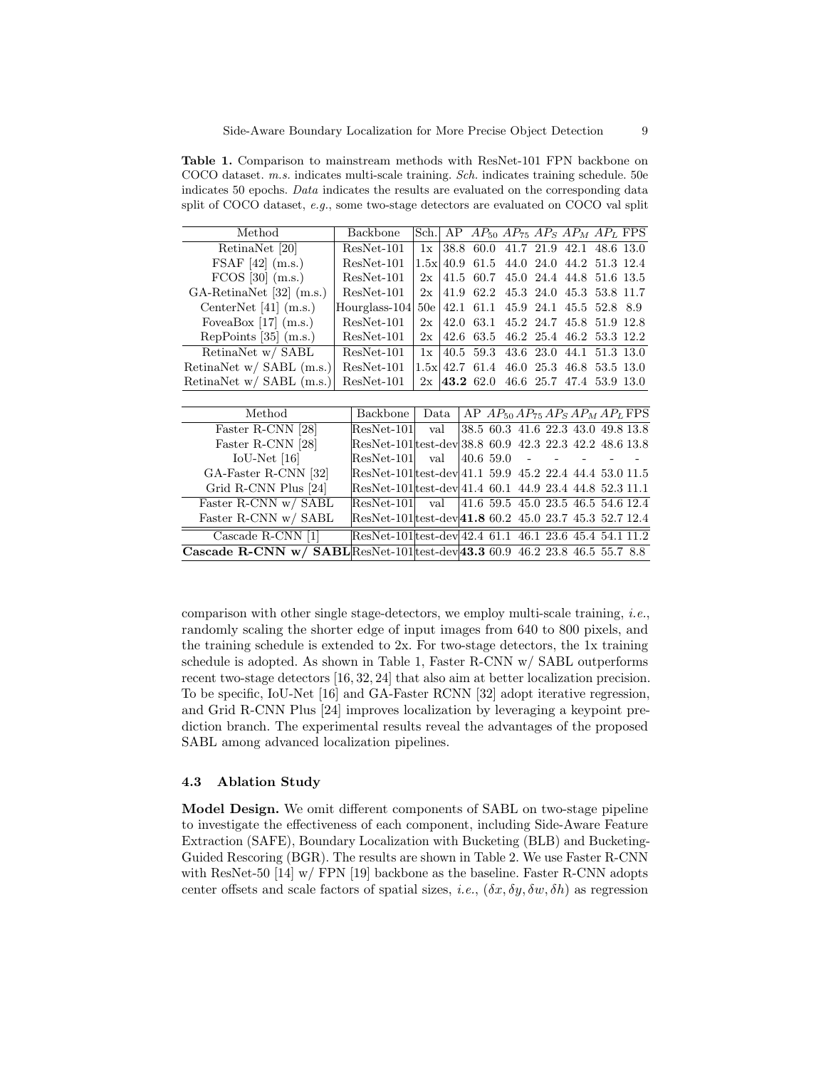**Table 1.** Comparison to mainstream methods with ResNet-101 FPN backbone on COCO dataset. *m.s.* indicates multi-scale training. *Sch.* indicates training schedule. 50e indicates 50 epochs. *Data* indicates the results are evaluated on the corresponding data split of COCO dataset, *e.g.*, some two-stage detectors are evaluated on COCO val split

| Method | Backbone | Sch. | AP | $AP_{50}$ | $AP_{75}$ | $AP_S$ | $AP_M$ | $AP_L$ | FPS |
|---|---|---|---|---|---|---|---|---|---|
| RetinaNet [20] | ResNet-101 | 1x | 38.8 | 60.0 | 41.7 | 21.9 | 42.1 | 48.6 | 13.0 |
| FSAF [42] (m.s.) | ResNet-101 | 1.5x | 40.9 | 61.5 | 44.0 | 24.0 | 44.2 | 51.3 | 12.4 |
| FCOS [30] (m.s.) | ResNet-101 | 2x | 41.5 | 60.7 | 45.0 | 24.4 | 44.8 | 51.6 | 13.5 |
| GA-RetinaNet [32] (m.s.) | ResNet-101 | 2x | 41.9 | 62.2 | 45.3 | 24.0 | 45.3 | 53.8 | 11.7 |
| CenterNet [41] (m.s.) | Hourglass-104 | 50e | 42.1 | 61.1 | 45.9 | 24.1 | 45.5 | 52.8 | 8.9 |
| FoveaBox [17] (m.s.) | ResNet-101 | 2x | 42.0 | 63.1 | 45.2 | 24.7 | 45.8 | 51.9 | 12.8 |
| RepPoints [35] (m.s.) | ResNet-101 | 2x | 42.6 | 63.5 | 46.2 | 25.4 | 46.2 | 53.3 | 12.2 |
| RetinaNet w/ SABL | ResNet-101 | 1x | 40.5 | 59.3 | 43.6 | 23.0 | 44.1 | 51.3 | 13.0 |
| RetinaNet w/ SABL (m.s.) | ResNet-101 | 1.5x | 42.7 | 61.4 | 46.0 | 25.3 | 46.8 | 53.5 | 13.0 |
| RetinaNet w/ SABL (m.s.) | ResNet-101 | 2x | **43.2** | 62.0 | 46.6 | 25.7 | 47.4 | 53.9 | 13.0 |

| Method | Backbone | Data | AP | $AP_{50}$ | $AP_{75}$ | $AP_S$ | $AP_M$ | $AP_L$ | FPS |
|---|---|---|---|---|---|---|---|---|---|
| Faster R-CNN [28] | ResNet-101 | val | 38.5 | 60.3 | 41.6 | 22.3 | 43.0 | 49.8 | 13.8 |
| Faster R-CNN [28] | ResNet-101 | test-dev | 38.8 | 60.9 | 42.3 | 22.3 | 42.2 | 48.6 | 13.8 |
| IoU-Net [16] | ResNet-101 | val | 40.6 | 59.0 | - | - | - | - | - |
| GA-Faster R-CNN [32] | ResNet-101 | test-dev | 41.1 | 59.9 | 45.2 | 22.4 | 44.4 | 53.0 | 11.5 |
| Grid R-CNN Plus [24] | ResNet-101 | test-dev | 41.4 | 60.1 | 44.9 | 23.4 | 44.8 | 52.3 | 11.1 |
| Faster R-CNN w/ SABL | ResNet-101 | val | 41.6 | 59.5 | 45.0 | 23.5 | 46.5 | 54.6 | 12.4 |
| Faster R-CNN w/ SABL | ResNet-101 | test-dev | **41.8** | 60.2 | 45.0 | 23.7 | 45.3 | 52.7 | 12.4 |
| Cascade R-CNN [1] | ResNet-101 | test-dev | 42.4 | 61.1 | 46.1 | 23.6 | 45.4 | 54.1 | 11.2 |
| **Cascade R-CNN w/ SABL** | ResNet-101 | test-dev | **43.3** | 60.9 | 46.2 | 23.8 | 46.5 | 55.7 | 8.8 |

comparison with other single stage-detectors, we employ multi-scale training, *i.e.*, randomly scaling the shorter edge of input images from 640 to 800 pixels, and the training schedule is extended to 2x. For two-stage detectors, the 1x training schedule is adopted. As shown in Table 1, Faster R-CNN w/ SABL outperforms recent two-stage detectors [16, 32, 24] that also aim at better localization precision. To be specific, IoU-Net [16] and GA-Faster RCNN [32] adopt iterative regression, and Grid R-CNN Plus [24] improves localization by leveraging a keypoint prediction branch. The experimental results reveal the advantages of the proposed SABL among advanced localization pipelines.

### 4.3 Ablation Study

**Model Design.** We omit different components of SABL on two-stage pipeline to investigate the effectiveness of each component, including Side-Aware Feature Extraction (SAFE), Boundary Localization with Bucketing (BLB) and Bucketing-Guided Rescoring (BGR). The results are shown in Table 2. We use Faster R-CNN with ResNet-50 [14] w/ FPN [19] backbone as the baseline. Faster R-CNN adopts center offsets and scale factors of spatial sizes, *i.e.*, $(\delta x, \delta y, \delta w, \delta h)$ as regression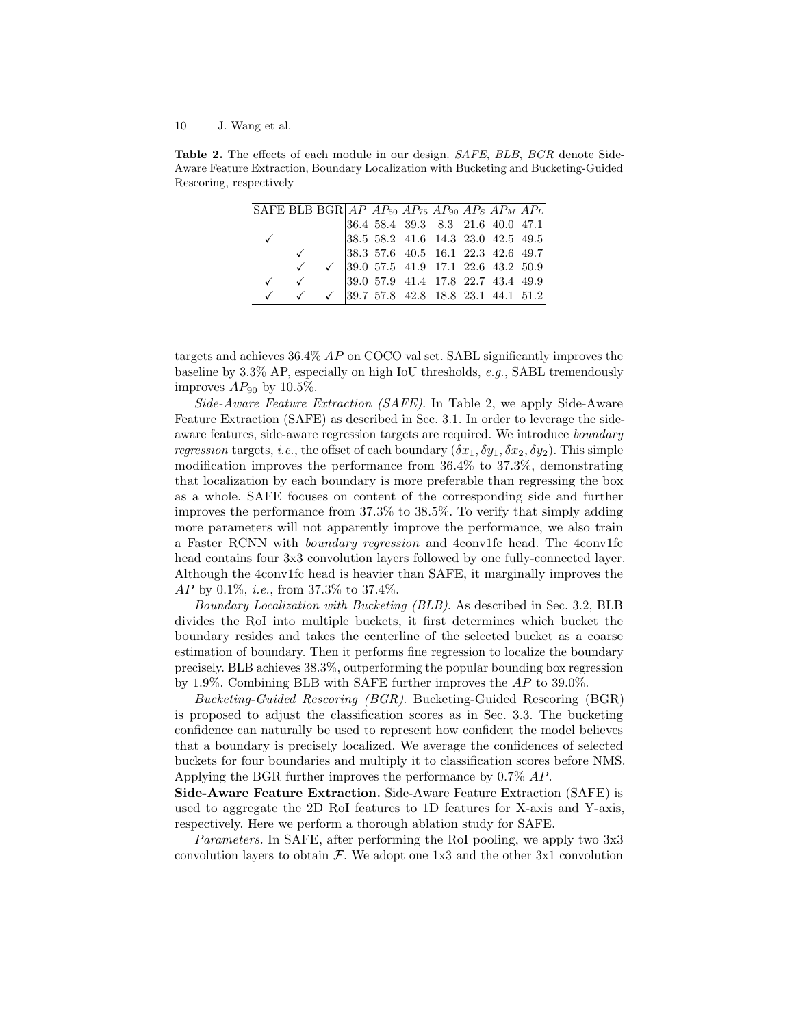**Table 2.** The effects of each module in our design. *SAFE*, *BLB*, *BGR* denote Side-Aware Feature Extraction, Boundary Localization with Bucketing and Bucketing-Guided Rescoring, respectively

| SAFE | BLB | BGR | $AP$ | $AP_{50}$ | $AP_{75}$ | $AP_{90}$ | $AP_S$ | $AP_M$ | $AP_L$ |
|---|---|---|---|---|---|---|---|---|---|
| | | | 36.4 | 58.4 | 39.3 | 8.3 | 21.6 | 40.0 | 47.1 |
| ✓ | | | 38.5 | 58.2 | 41.6 | 14.3 | 23.0 | 42.5 | 49.5 |
| | ✓ | | 38.3 | 57.6 | 40.5 | 16.1 | 22.3 | 42.6 | 49.7 |
| | ✓ | ✓ | 39.0 | 57.5 | 41.9 | 17.1 | 22.6 | 43.2 | 50.9 |
| ✓ | ✓ | | 39.0 | 57.9 | 41.4 | 17.8 | 22.7 | 43.4 | 49.9 |
| ✓ | ✓ | ✓ | 39.7 | 57.8 | 42.8 | 18.8 | 23.1 | 44.1 | 51.2 |

targets and achieves 36.4% $AP$ on COCO val set. SABL significantly improves the baseline by 3.3% AP, especially on high IoU thresholds, *e.g.*, SABL tremendously improves $AP_{90}$ by 10.5%.

*Side-Aware Feature Extraction (SAFE).* In Table 2, we apply Side-Aware Feature Extraction (SAFE) as described in Sec. 3.1. In order to leverage the side-aware features, side-aware regression targets are required. We introduce *boundary regression* targets, *i.e.*, the offset of each boundary $(\delta x_1, \delta y_1, \delta x_2, \delta y_2)$. This simple modification improves the performance from 36.4% to 37.3%, demonstrating that localization by each boundary is more preferable than regressing the box as a whole. SAFE focuses on content of the corresponding side and further improves the performance from 37.3% to 38.5%. To verify that simply adding more parameters will not apparently improve the performance, we also train a Faster RCNN with *boundary regression* and 4conv1fc head. The 4conv1fc head contains four 3x3 convolution layers followed by one fully-connected layer. Although the 4conv1fc head is heavier than SAFE, it marginally improves the $AP$ by 0.1%, *i.e.*, from 37.3% to 37.4%.

*Boundary Localization with Bucketing (BLB).* As described in Sec. 3.2, BLB divides the RoI into multiple buckets, it first determines which bucket the boundary resides and takes the centerline of the selected bucket as a coarse estimation of boundary. Then it performs fine regression to localize the boundary precisely. BLB achieves 38.3%, outperforming the popular bounding box regression by 1.9%. Combining BLB with SAFE further improves the $AP$ to 39.0%.

*Bucketing-Guided Rescoring (BGR).* Bucketing-Guided Rescoring (BGR) is proposed to adjust the classification scores as in Sec. 3.3. The bucketing confidence can naturally be used to represent how confident the model believes that a boundary is precisely localized. We average the confidences of selected buckets for four boundaries and multiply it to classification scores before NMS. Applying the BGR further improves the performance by 0.7% $AP$.

**Side-Aware Feature Extraction.** Side-Aware Feature Extraction (SAFE) is used to aggregate the 2D RoI features to 1D features for X-axis and Y-axis, respectively. Here we perform a thorough ablation study for SAFE.

*Parameters.* In SAFE, after performing the RoI pooling, we apply two 3x3 convolution layers to obtain $\mathcal{F}$. We adopt one 1x3 and the other 3x1 convolution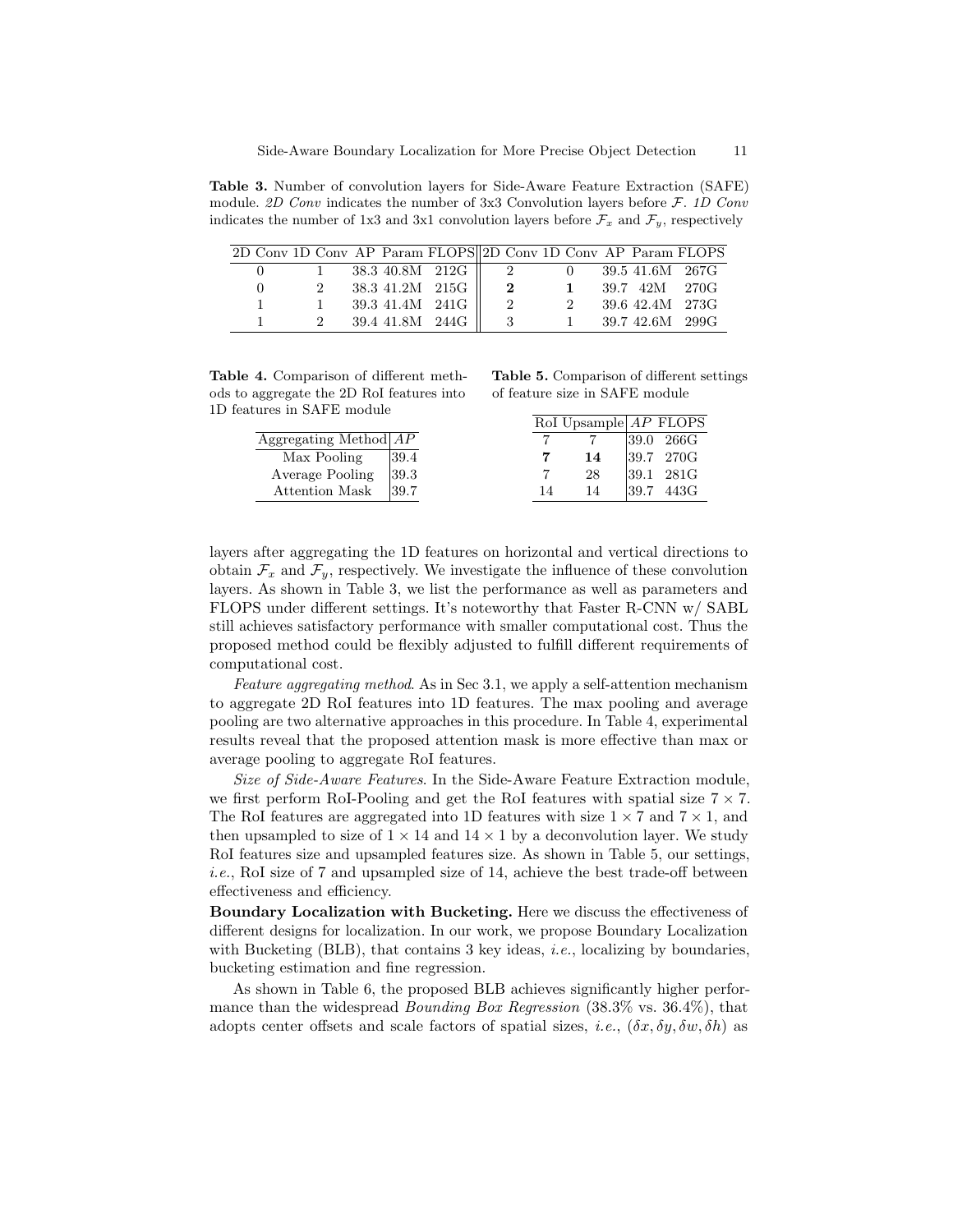**Table 3.** Number of convolution layers for Side-Aware Feature Extraction (SAFE) module. *2D Conv* indicates the number of 3x3 Convolution layers before $\mathcal{F}$. *1D Conv* indicates the number of 1x3 and 3x1 convolution layers before $\mathcal{F}_x$ and $\mathcal{F}_y$, respectively

| 2D Conv | 1D Conv | AP | Param | FLOPS | 2D Conv | 1D Conv | AP | Param | FLOPS |
|---|---|---|---|---|---|---|---|---|---|
| 0 | 1 | 38.3 | 40.8M | 212G | 2 | 0 | 39.5 | 41.6M | 267G |
| 0 | 2 | 38.3 | 41.2M | 215G | **2** | **1** | 39.7 | 42M | 270G |
| 1 | 1 | 39.3 | 41.4M | 241G | 2 | 2 | 39.6 | 42.4M | 273G |
| 1 | 2 | 39.4 | 41.8M | 244G | 3 | 1 | 39.7 | 42.6M | 299G |

**Table 4.** Comparison of different methods to aggregate the 2D RoI features into 1D features in SAFE module

| Aggregating Method | *AP* |
|---|---|
| Max Pooling | 39.4 |
| Average Pooling | 39.3 |
| Attention Mask | 39.7 |

**Table 5.** Comparison of different settings of feature size in SAFE module

| RoI | Upsample | *AP* | FLOPS |
|---|---|---|---|
| 7 | 7 | 39.0 | 266G |
| **7** | **14** | 39.7 | 270G |
| 7 | 28 | 39.1 | 281G |
| 14 | 14 | 39.7 | 443G |

layers after aggregating the 1D features on horizontal and vertical directions to obtain $\mathcal{F}_x$ and $\mathcal{F}_y$, respectively. We investigate the influence of these convolution layers. As shown in Table 3, we list the performance as well as parameters and FLOPS under different settings. It's noteworthy that Faster R-CNN w/ SABL still achieves satisfactory performance with smaller computational cost. Thus the proposed method could be flexibly adjusted to fulfill different requirements of computational cost.

*Feature aggregating method*. As in Sec 3.1, we apply a self-attention mechanism to aggregate 2D RoI features into 1D features. The max pooling and average pooling are two alternative approaches in this procedure. In Table 4, experimental results reveal that the proposed attention mask is more effective than max or average pooling to aggregate RoI features.

*Size of Side-Aware Features*. In the Side-Aware Feature Extraction module, we first perform RoI-Pooling and get the RoI features with spatial size $7 \times 7$. The RoI features are aggregated into 1D features with size $1 \times 7$ and $7 \times 1$, and then upsampled to size of $1 \times 14$ and $14 \times 1$ by a deconvolution layer. We study RoI features size and upsampled features size. As shown in Table 5, our settings, *i.e.*, RoI size of 7 and upsampled size of 14, achieve the best trade-off between effectiveness and efficiency.

**Boundary Localization with Bucketing.** Here we discuss the effectiveness of different designs for localization. In our work, we propose Boundary Localization with Bucketing (BLB), that contains 3 key ideas, *i.e.*, localizing by boundaries, bucketing estimation and fine regression.

As shown in Table 6, the proposed BLB achieves significantly higher performance than the widespread *Bounding Box Regression* (38.3% vs. 36.4%), that adopts center offsets and scale factors of spatial sizes, *i.e.*, $(\delta x, \delta y, \delta w, \delta h)$ as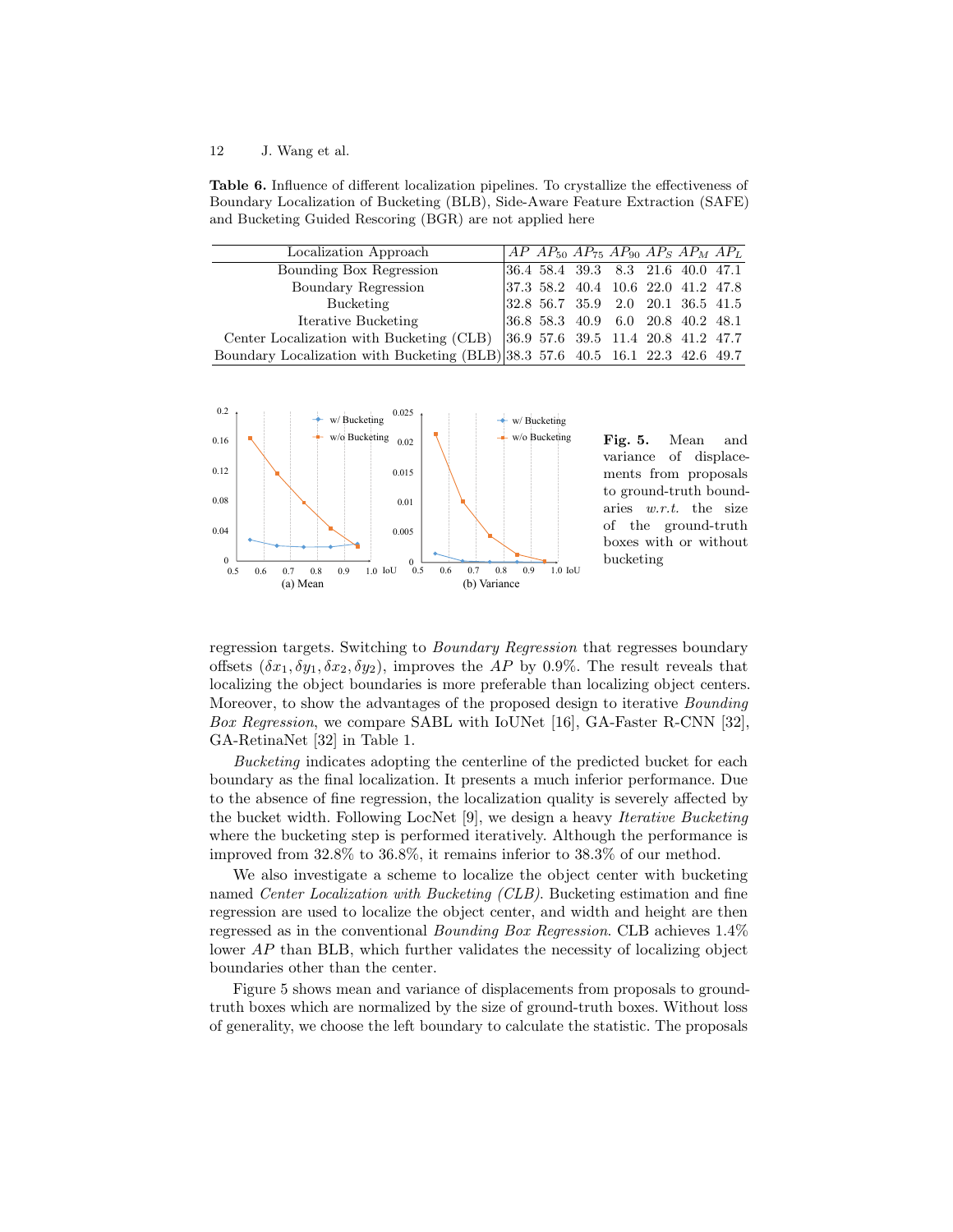**Table 6.** Influence of different localization pipelines. To crystallize the effectiveness of Boundary Localization of Bucketing (BLB), Side-Aware Feature Extraction (SAFE) and Bucketing Guided Rescoring (BGR) are not applied here

| Localization Approach | $AP$ | $AP_{50}$ | $AP_{75}$ | $AP_{90}$ | $AP_S$ | $AP_M$ | $AP_L$ |
|---|---|---|---|---|---|---|---|
| Bounding Box Regression | 36.4 | 58.4 | 39.3 | 8.3 | 21.6 | 40.0 | 47.1 |
| Boundary Regression | 37.3 | 58.2 | 40.4 | 10.6 | 22.0 | 41.2 | 47.8 |
| Bucketing | 32.8 | 56.7 | 35.9 | 2.0 | 20.1 | 36.5 | 41.5 |
| Iterative Bucketing | 36.8 | 58.3 | 40.9 | 6.0 | 20.8 | 40.2 | 48.1 |
| Center Localization with Bucketing (CLB) | 36.9 | 57.6 | 39.5 | 11.4 | 20.8 | 41.2 | 47.7 |
| Boundary Localization with Bucketing (BLB) | 38.3 | 57.6 | 40.5 | 16.1 | 22.3 | 42.6 | 49.7 |

**Fig. 5.** Mean and variance of displacements from proposals to ground-truth boundaries *w.r.t.* the size of the ground-truth boxes with or without bucketing

regression targets. Switching to *Boundary Regression* that regresses boundary offsets $(\delta x_1, \delta y_1, \delta x_2, \delta y_2)$, improves the $AP$ by 0.9%. The result reveals that localizing the object boundaries is more preferable than localizing object centers. Moreover, to show the advantages of the proposed design to iterative *Bounding Box Regression*, we compare SABL with IoUNet [16], GA-Faster R-CNN [32], GA-RetinaNet [32] in Table 1.

*Bucketing* indicates adopting the centerline of the predicted bucket for each boundary as the final localization. It presents a much inferior performance. Due to the absence of fine regression, the localization quality is severely affected by the bucket width. Following LocNet [9], we design a heavy *Iterative Bucketing* where the bucketing step is performed iteratively. Although the performance is improved from 32.8% to 36.8%, it remains inferior to 38.3% of our method.

We also investigate a scheme to localize the object center with bucketing named *Center Localization with Bucketing (CLB)*. Bucketing estimation and fine regression are used to localize the object center, and width and height are then regressed as in the conventional *Bounding Box Regression*. CLB achieves 1.4% lower $AP$ than BLB, which further validates the necessity of localizing object boundaries other than the center.

Figure 5 shows mean and variance of displacements from proposals to ground-truth boxes which are normalized by the size of ground-truth boxes. Without loss of generality, we choose the left boundary to calculate the statistic. The proposals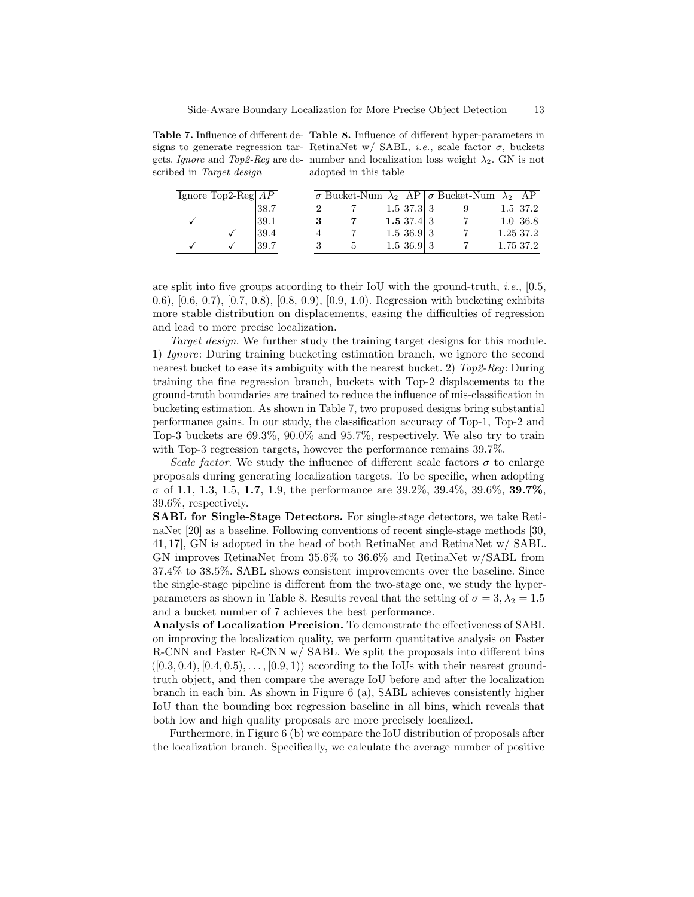**Table 7.** Influence of different designs to generate regression targets. *Ignore* and *Top2-Reg* are described in *Target design*

| Ignore | Top2-Reg | $AP$ |
|---|---|---|
| | | 38.7 |
| ✓ | | 39.1 |
| | ✓ | 39.4 |
| ✓ | ✓ | 39.7 |

**Table 8.** Influence of different hyper-parameters in RetinaNet w/ SABL, *i.e.*, scale factor $\sigma$, buckets number and localization loss weight $\lambda_2$. GN is not adopted in this table

| $\sigma$ | Bucket-Num | $\lambda_2$ | AP | $\sigma$ | Bucket-Num | $\lambda_2$ | AP |
|---|---|---|---|---|---|---|---|
| 2 | 7 | 1.5 | 37.3 | 3 | 9 | 1.5 | 37.2 |
| **3** | **7** | **1.5** | 37.4 | 3 | 7 | 1.0 | 36.8 |
| 4 | 7 | 1.5 | 36.9 | 3 | 7 | 1.25 | 37.2 |
| 3 | 5 | 1.5 | 36.9 | 3 | 7 | 1.75 | 37.2 |

are split into five groups according to their IoU with the ground-truth, *i.e.*, [0.5, 0.6), [0.6, 0.7), [0.7, 0.8), [0.8, 0.9), [0.9, 1.0). Regression with bucketing exhibits more stable distribution on displacements, easing the difficulties of regression and lead to more precise localization.

*Target design*. We further study the training target designs for this module. 1) *Ignore*: During training bucketing estimation branch, we ignore the second nearest bucket to ease its ambiguity with the nearest bucket. 2) *Top2-Reg*: During training the fine regression branch, buckets with Top-2 displacements to the ground-truth boundaries are trained to reduce the influence of mis-classification in bucketing estimation. As shown in Table 7, two proposed designs bring substantial performance gains. In our study, the classification accuracy of Top-1, Top-2 and Top-3 buckets are 69.3%, 90.0% and 95.7%, respectively. We also try to train with Top-3 regression targets, however the performance remains 39.7%.

*Scale factor*. We study the influence of different scale factors $\sigma$ to enlarge proposals during generating localization targets. To be specific, when adopting $\sigma$ of 1.1, 1.3, 1.5, **1.7**, 1.9, the performance are 39.2%, 39.4%, 39.6%, **39.7%**, 39.6%, respectively.

**SABL for Single-Stage Detectors.** For single-stage detectors, we take RetinaNet [20] as a baseline. Following conventions of recent single-stage methods [30, 41, 17], GN is adopted in the head of both RetinaNet and RetinaNet w/ SABL. GN improves RetinaNet from 35.6% to 36.6% and RetinaNet w/SABL from 37.4% to 38.5%. SABL shows consistent improvements over the baseline. Since the single-stage pipeline is different from the two-stage one, we study the hyper-parameters as shown in Table 8. Results reveal that the setting of $\sigma = 3, \lambda_2 = 1.5$ and a bucket number of 7 achieves the best performance.

**Analysis of Localization Precision.** To demonstrate the effectiveness of SABL on improving the localization quality, we perform quantitative analysis on Faster R-CNN and Faster R-CNN w/ SABL. We split the proposals into different bins $([0.3, 0.4), [0.4, 0.5), \ldots, [0.9, 1))$ according to the IoUs with their nearest ground-truth object, and then compare the average IoU before and after the localization branch in each bin. As shown in Figure 6 (a), SABL achieves consistently higher IoU than the bounding box regression baseline in all bins, which reveals that both low and high quality proposals are more precisely localized.

Furthermore, in Figure 6 (b) we compare the IoU distribution of proposals after the localization branch. Specifically, we calculate the average number of positive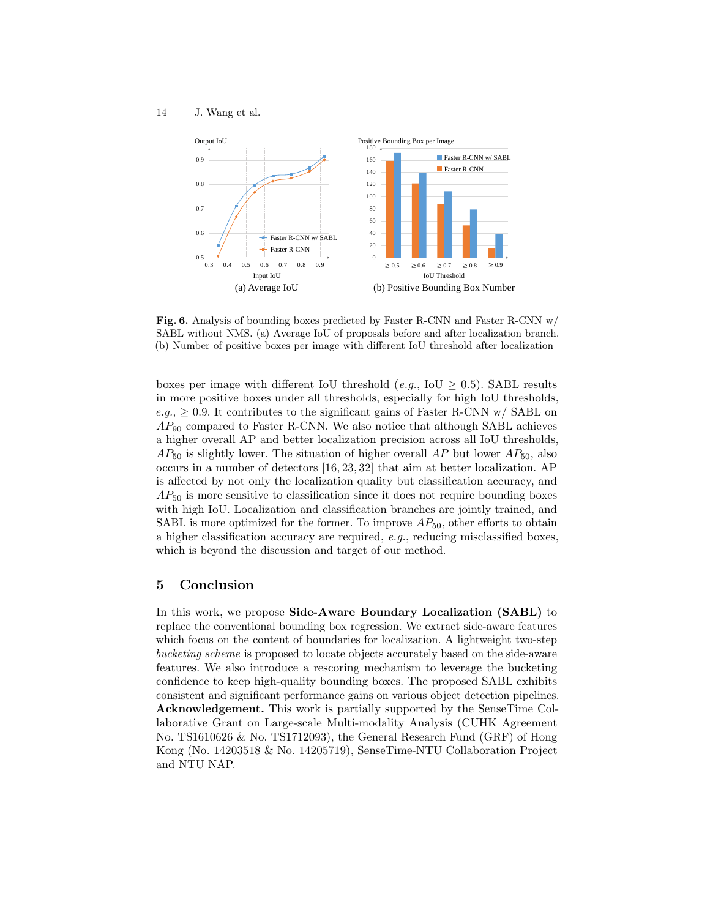**Fig. 6.** Analysis of bounding boxes predicted by Faster R-CNN and Faster R-CNN w/ SABL without NMS. (a) Average IoU of proposals before and after localization branch. (b) Number of positive boxes per image with different IoU threshold after localization

boxes per image with different IoU threshold (*e.g.*, IoU $\geq 0.5$). SABL results in more positive boxes under all thresholds, especially for high IoU thresholds, *e.g.*, $\geq 0.9$. It contributes to the significant gains of Faster R-CNN w/ SABL on $AP_{90}$ compared to Faster R-CNN. We also notice that although SABL achieves a higher overall AP and better localization precision across all IoU thresholds, $AP_{50}$ is slightly lower. The situation of higher overall $AP$ but lower $AP_{50}$, also occurs in a number of detectors [16, 23, 32] that aim at better localization. AP is affected by not only the localization quality but classification accuracy, and $AP_{50}$ is more sensitive to classification since it does not require bounding boxes with high IoU. Localization and classification branches are jointly trained, and SABL is more optimized for the former. To improve $AP_{50}$, other efforts to obtain a higher classification accuracy are required, *e.g.*, reducing misclassified boxes, which is beyond the discussion and target of our method.

## 5 Conclusion

In this work, we propose **Side-Aware Boundary Localization (SABL)** to replace the conventional bounding box regression. We extract side-aware features which focus on the content of boundaries for localization. A lightweight two-step *bucketing scheme* is proposed to locate objects accurately based on the side-aware features. We also introduce a rescoring mechanism to leverage the bucketing confidence to keep high-quality bounding boxes. The proposed SABL exhibits consistent and significant performance gains on various object detection pipelines. **Acknowledgement.** This work is partially supported by the SenseTime Collaborative Grant on Large-scale Multi-modality Analysis (CUHK Agreement No. TS1610626 & No. TS1712093), the General Research Fund (GRF) of Hong Kong (No. 14203518 & No. 14205719), SenseTime-NTU Collaboration Project and NTU NAP.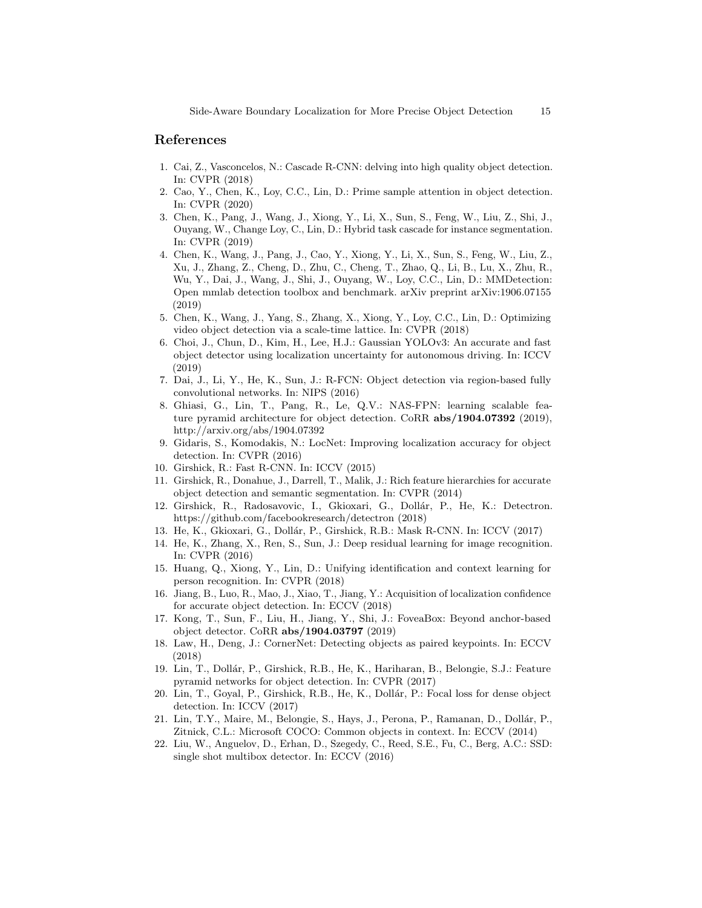## References

1. Cai, Z., Vasconcelos, N.: Cascade R-CNN: delving into high quality object detection. In: CVPR (2018)
2. Cao, Y., Chen, K., Loy, C.C., Lin, D.: Prime sample attention in object detection. In: CVPR (2020)
3. Chen, K., Pang, J., Wang, J., Xiong, Y., Li, X., Sun, S., Feng, W., Liu, Z., Shi, J., Ouyang, W., Change Loy, C., Lin, D.: Hybrid task cascade for instance segmentation. In: CVPR (2019)
4. Chen, K., Wang, J., Pang, J., Cao, Y., Xiong, Y., Li, X., Sun, S., Feng, W., Liu, Z., Xu, J., Zhang, Z., Cheng, D., Zhu, C., Cheng, T., Zhao, Q., Li, B., Lu, X., Zhu, R., Wu, Y., Dai, J., Wang, J., Shi, J., Ouyang, W., Loy, C.C., Lin, D.: MMDetection: Open mmlab detection toolbox and benchmark. arXiv preprint arXiv:1906.07155 (2019)
5. Chen, K., Wang, J., Yang, S., Zhang, X., Xiong, Y., Loy, C.C., Lin, D.: Optimizing video object detection via a scale-time lattice. In: CVPR (2018)
6. Choi, J., Chun, D., Kim, H., Lee, H.J.: Gaussian YOLOv3: An accurate and fast object detector using localization uncertainty for autonomous driving. In: ICCV (2019)
7. Dai, J., Li, Y., He, K., Sun, J.: R-FCN: Object detection via region-based fully convolutional networks. In: NIPS (2016)
8. Ghiasi, G., Lin, T., Pang, R., Le, Q.V.: NAS-FPN: learning scalable feature pyramid architecture for object detection. CoRR **abs/1904.07392** (2019), http://arxiv.org/abs/1904.07392
9. Gidaris, S., Komodakis, N.: LocNet: Improving localization accuracy for object detection. In: CVPR (2016)
10. Girshick, R.: Fast R-CNN. In: ICCV (2015)
11. Girshick, R., Donahue, J., Darrell, T., Malik, J.: Rich feature hierarchies for accurate object detection and semantic segmentation. In: CVPR (2014)
12. Girshick, R., Radosavovic, I., Gkioxari, G., Dollár, P., He, K.: Detectron. https://github.com/facebookresearch/detectron (2018)
13. He, K., Gkioxari, G., Dollár, P., Girshick, R.B.: Mask R-CNN. In: ICCV (2017)
14. He, K., Zhang, X., Ren, S., Sun, J.: Deep residual learning for image recognition. In: CVPR (2016)
15. Huang, Q., Xiong, Y., Lin, D.: Unifying identification and context learning for person recognition. In: CVPR (2018)
16. Jiang, B., Luo, R., Mao, J., Xiao, T., Jiang, Y.: Acquisition of localization confidence for accurate object detection. In: ECCV (2018)
17. Kong, T., Sun, F., Liu, H., Jiang, Y., Shi, J.: FoveaBox: Beyond anchor-based object detector. CoRR **abs/1904.03797** (2019)
18. Law, H., Deng, J.: CornerNet: Detecting objects as paired keypoints. In: ECCV (2018)
19. Lin, T., Dollár, P., Girshick, R.B., He, K., Hariharan, B., Belongie, S.J.: Feature pyramid networks for object detection. In: CVPR (2017)
20. Lin, T., Goyal, P., Girshick, R.B., He, K., Dollár, P.: Focal loss for dense object detection. In: ICCV (2017)
21. Lin, T.Y., Maire, M., Belongie, S., Hays, J., Perona, P., Ramanan, D., Dollár, P., Zitnick, C.L.: Microsoft COCO: Common objects in context. In: ECCV (2014)
22. Liu, W., Anguelov, D., Erhan, D., Szegedy, C., Reed, S.E., Fu, C., Berg, A.C.: SSD: single shot multibox detector. In: ECCV (2016)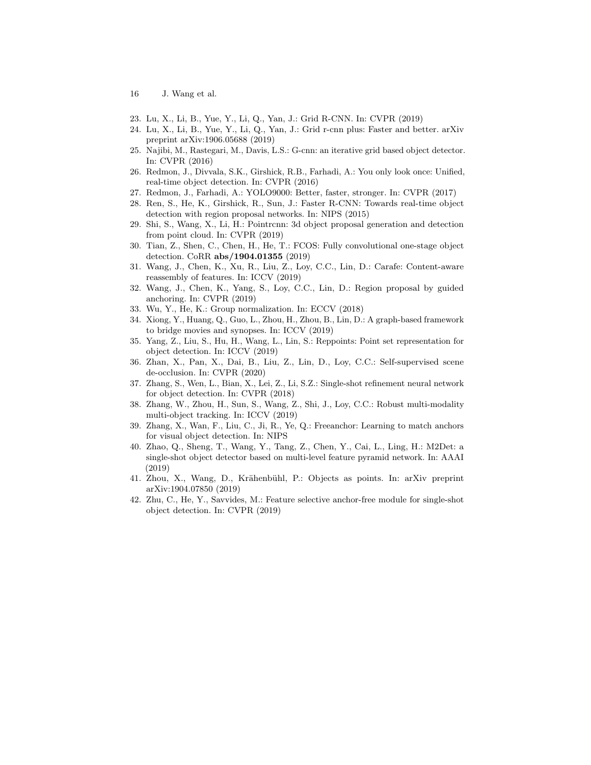23. Lu, X., Li, B., Yue, Y., Li, Q., Yan, J.: Grid R-CNN. In: CVPR (2019)
24. Lu, X., Li, B., Yue, Y., Li, Q., Yan, J.: Grid r-cnn plus: Faster and better. arXiv preprint arXiv:1906.05688 (2019)
25. Najibi, M., Rastegari, M., Davis, L.S.: G-cnn: an iterative grid based object detector. In: CVPR (2016)
26. Redmon, J., Divvala, S.K., Girshick, R.B., Farhadi, A.: You only look once: Unified, real-time object detection. In: CVPR (2016)
27. Redmon, J., Farhadi, A.: YOLO9000: Better, faster, stronger. In: CVPR (2017)
28. Ren, S., He, K., Girshick, R., Sun, J.: Faster R-CNN: Towards real-time object detection with region proposal networks. In: NIPS (2015)
29. Shi, S., Wang, X., Li, H.: Pointrcnn: 3d object proposal generation and detection from point cloud. In: CVPR (2019)
30. Tian, Z., Shen, C., Chen, H., He, T.: FCOS: Fully convolutional one-stage object detection. CoRR **abs/1904.01355** (2019)
31. Wang, J., Chen, K., Xu, R., Liu, Z., Loy, C.C., Lin, D.: Carafe: Content-aware reassembly of features. In: ICCV (2019)
32. Wang, J., Chen, K., Yang, S., Loy, C.C., Lin, D.: Region proposal by guided anchoring. In: CVPR (2019)
33. Wu, Y., He, K.: Group normalization. In: ECCV (2018)
34. Xiong, Y., Huang, Q., Guo, L., Zhou, H., Zhou, B., Lin, D.: A graph-based framework to bridge movies and synopses. In: ICCV (2019)
35. Yang, Z., Liu, S., Hu, H., Wang, L., Lin, S.: Reppoints: Point set representation for object detection. In: ICCV (2019)
36. Zhan, X., Pan, X., Dai, B., Liu, Z., Lin, D., Loy, C.C.: Self-supervised scene de-occlusion. In: CVPR (2020)
37. Zhang, S., Wen, L., Bian, X., Lei, Z., Li, S.Z.: Single-shot refinement neural network for object detection. In: CVPR (2018)
38. Zhang, W., Zhou, H., Sun, S., Wang, Z., Shi, J., Loy, C.C.: Robust multi-modality multi-object tracking. In: ICCV (2019)
39. Zhang, X., Wan, F., Liu, C., Ji, R., Ye, Q.: Freeanchor: Learning to match anchors for visual object detection. In: NIPS
40. Zhao, Q., Sheng, T., Wang, Y., Tang, Z., Chen, Y., Cai, L., Ling, H.: M2Det: a single-shot object detector based on multi-level feature pyramid network. In: AAAI (2019)
41. Zhou, X., Wang, D., Krähenbühl, P.: Objects as points. In: arXiv preprint arXiv:1904.07850 (2019)
42. Zhu, C., He, Y., Savvides, M.: Feature selective anchor-free module for single-shot object detection. In: CVPR (2019)